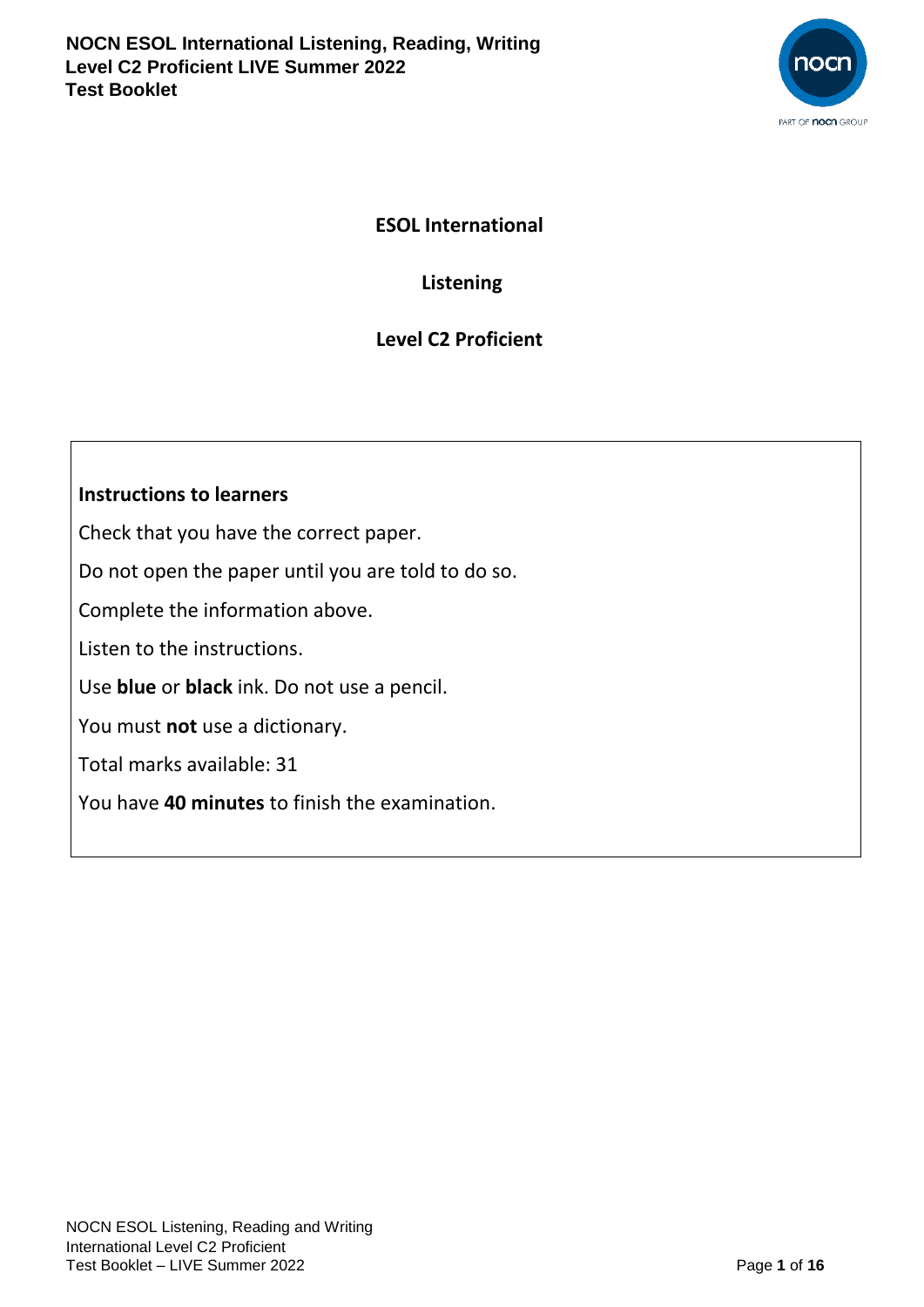# ESOL International

## Listening

## Level C2 Proficient

**Instructions to learners**

Check that you have the correct paper.

Do not open the paper until you are told to do so.

Complete the information above.

Listen to the instructions.

Use **blue** or **black** ink. Do not use a pencil.

You must **not** use a dictionary.

Total marks available: 31

You have **40 minutes** to finish the examination.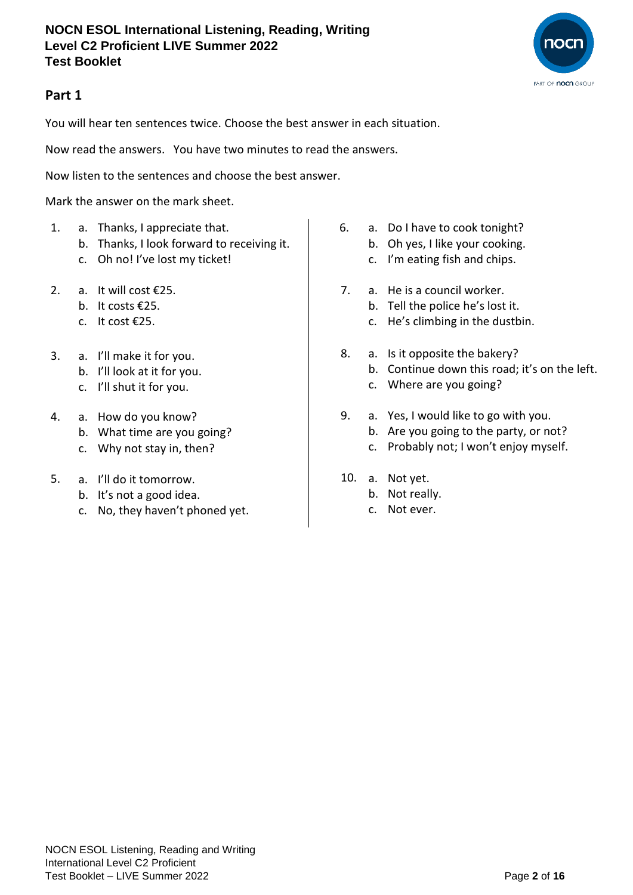## Part 1

You will hear ten sentences twice. Choose the best answer in each situation.

Now read the answers. You have two minutes to read the answers.

Now listen to the sentences and choose the best answer.

Mark the answer on the mark sheet.

1. a. Thanks, I appreciate that.
   b. Thanks, I look forward to receiving it.
   c. Oh no! I've lost my ticket!

2. a. It will cost €25.
   b. It costs €25.
   c. It cost €25.

3. a. I'll make it for you.
   b. I'll look at it for you.
   c. I'll shut it for you.

4. a. How do you know?
   b. What time are you going?
   c. Why not stay in, then?

5. a. I'll do it tomorrow.
   b. It's not a good idea.
   c. No, they haven't phoned yet.

6. a. Do I have to cook tonight?
   b. Oh yes, I like your cooking.
   c. I'm eating fish and chips.

7. a. He is a council worker.
   b. Tell the police he's lost it.
   c. He's climbing in the dustbin.

8. a. Is it opposite the bakery?
   b. Continue down this road; it's on the left.
   c. Where are you going?

9. a. Yes, I would like to go with you.
   b. Are you going to the party, or not?
   c. Probably not; I won't enjoy myself.

10. a. Not yet.
    b. Not really.
    c. Not ever.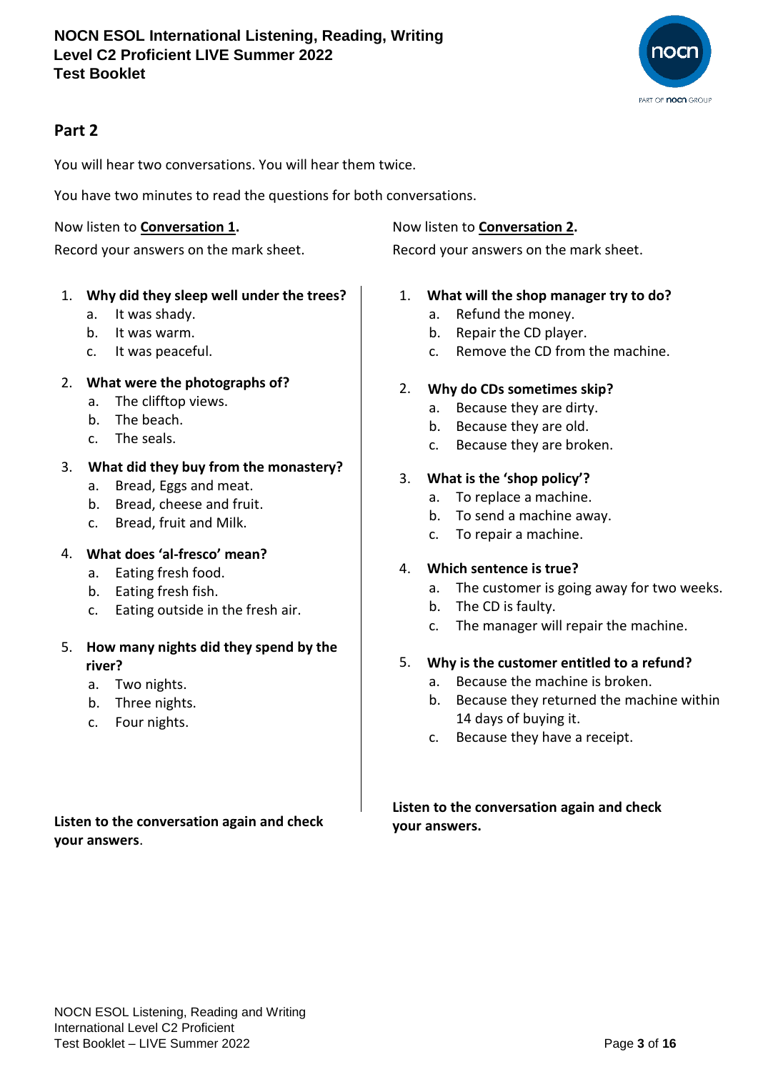## Part 2

You will hear two conversations. You will hear them twice.

You have two minutes to read the questions for both conversations.

Now listen to **Conversation 1.**

Record your answers on the mark sheet.

1. **Why did they sleep well under the trees?**
   a. It was shady.
   b. It was warm.
   c. It was peaceful.

2. **What were the photographs of?**
   a. The clifftop views.
   b. The beach.
   c. The seals.

3. **What did they buy from the monastery?**
   a. Bread, Eggs and meat.
   b. Bread, cheese and fruit.
   c. Bread, fruit and Milk.

4. **What does 'al-fresco' mean?**
   a. Eating fresh food.
   b. Eating fresh fish.
   c. Eating outside in the fresh air.

5. **How many nights did they spend by the river?**
   a. Two nights.
   b. Three nights.
   c. Four nights.

**Listen to the conversation again and check your answers**.

Now listen to **Conversation 2.**

Record your answers on the mark sheet.

1. **What will the shop manager try to do?**
   a. Refund the money.
   b. Repair the CD player.
   c. Remove the CD from the machine.

2. **Why do CDs sometimes skip?**
   a. Because they are dirty.
   b. Because they are old.
   c. Because they are broken.

3. **What is the 'shop policy'?**
   a. To replace a machine.
   b. To send a machine away.
   c. To repair a machine.

4. **Which sentence is true?**
   a. The customer is going away for two weeks.
   b. The CD is faulty.
   c. The manager will repair the machine.

5. **Why is the customer entitled to a refund?**
   a. Because the machine is broken.
   b. Because they returned the machine within 14 days of buying it.
   c. Because they have a receipt.

**Listen to the conversation again and check your answers.**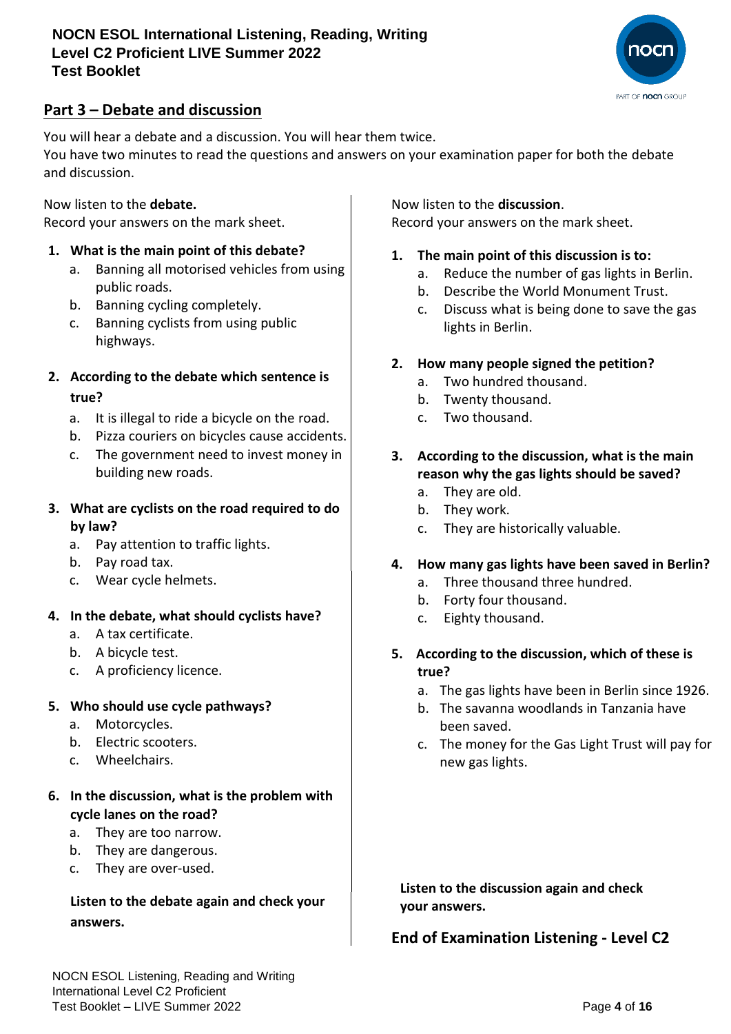## Part 3 – Debate and discussion

You will hear a debate and a discussion. You will hear them twice.
You have two minutes to read the questions and answers on your examination paper for both the debate and discussion.

Now listen to the **debate.**
Record your answers on the mark sheet.

1. **What is the main point of this debate?**
   a. Banning all motorised vehicles from using public roads.
   b. Banning cycling completely.
   c. Banning cyclists from using public highways.

2. **According to the debate which sentence is true?**
   a. It is illegal to ride a bicycle on the road.
   b. Pizza couriers on bicycles cause accidents.
   c. The government need to invest money in building new roads.

3. **What are cyclists on the road required to do by law?**
   a. Pay attention to traffic lights.
   b. Pay road tax.
   c. Wear cycle helmets.

4. **In the debate, what should cyclists have?**
   a. A tax certificate.
   b. A bicycle test.
   c. A proficiency licence.

5. **Who should use cycle pathways?**
   a. Motorcycles.
   b. Electric scooters.
   c. Wheelchairs.

6. **In the discussion, what is the problem with cycle lanes on the road?**
   a. They are too narrow.
   b. They are dangerous.
   c. They are over-used.

**Listen to the debate again and check your answers.**

Now listen to the **discussion**.
Record your answers on the mark sheet.

1. **The main point of this discussion is to:**
   a. Reduce the number of gas lights in Berlin.
   b. Describe the World Monument Trust.
   c. Discuss what is being done to save the gas lights in Berlin.

2. **How many people signed the petition?**
   a. Two hundred thousand.
   b. Twenty thousand.
   c. Two thousand.

3. **According to the discussion, what is the main reason why the gas lights should be saved?**
   a. They are old.
   b. They work.
   c. They are historically valuable.

4. **How many gas lights have been saved in Berlin?**
   a. Three thousand three hundred.
   b. Forty four thousand.
   c. Eighty thousand.

5. **According to the discussion, which of these is true?**
   a. The gas lights have been in Berlin since 1926.
   b. The savanna woodlands in Tanzania have been saved.
   c. The money for the Gas Light Trust will pay for new gas lights.

**Listen to the discussion again and check your answers.**

**End of Examination Listening - Level C2**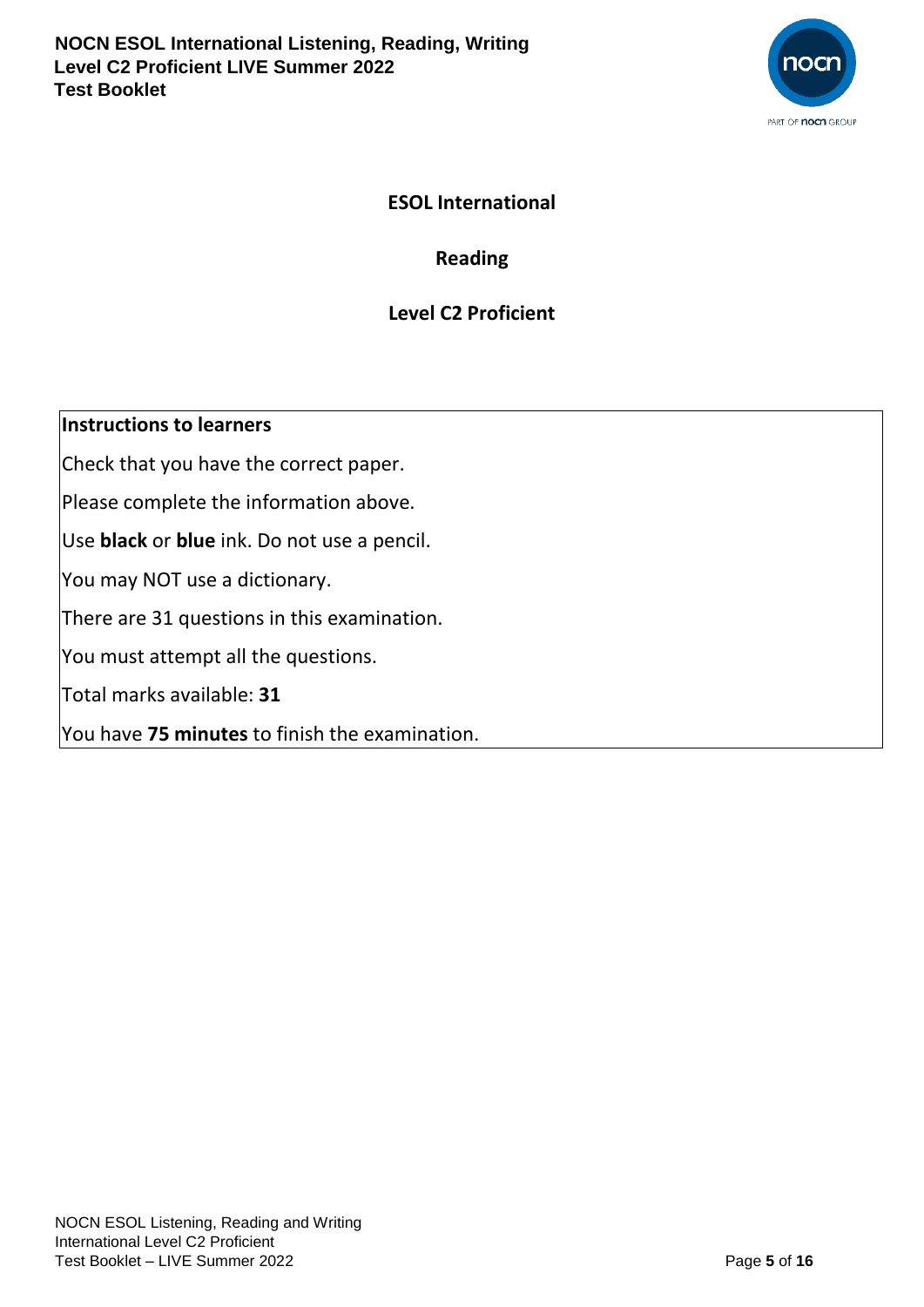# ESOL International

## Reading

## Level C2 Proficient

| **Instructions to learners** |
| --- |
| Check that you have the correct paper. |
| Please complete the information above. |
| Use **black** or **blue** ink. Do not use a pencil. |
| You may NOT use a dictionary. |
| There are 31 questions in this examination. |
| You must attempt all the questions. |
| Total marks available: **31** |
| You have **75 minutes** to finish the examination. |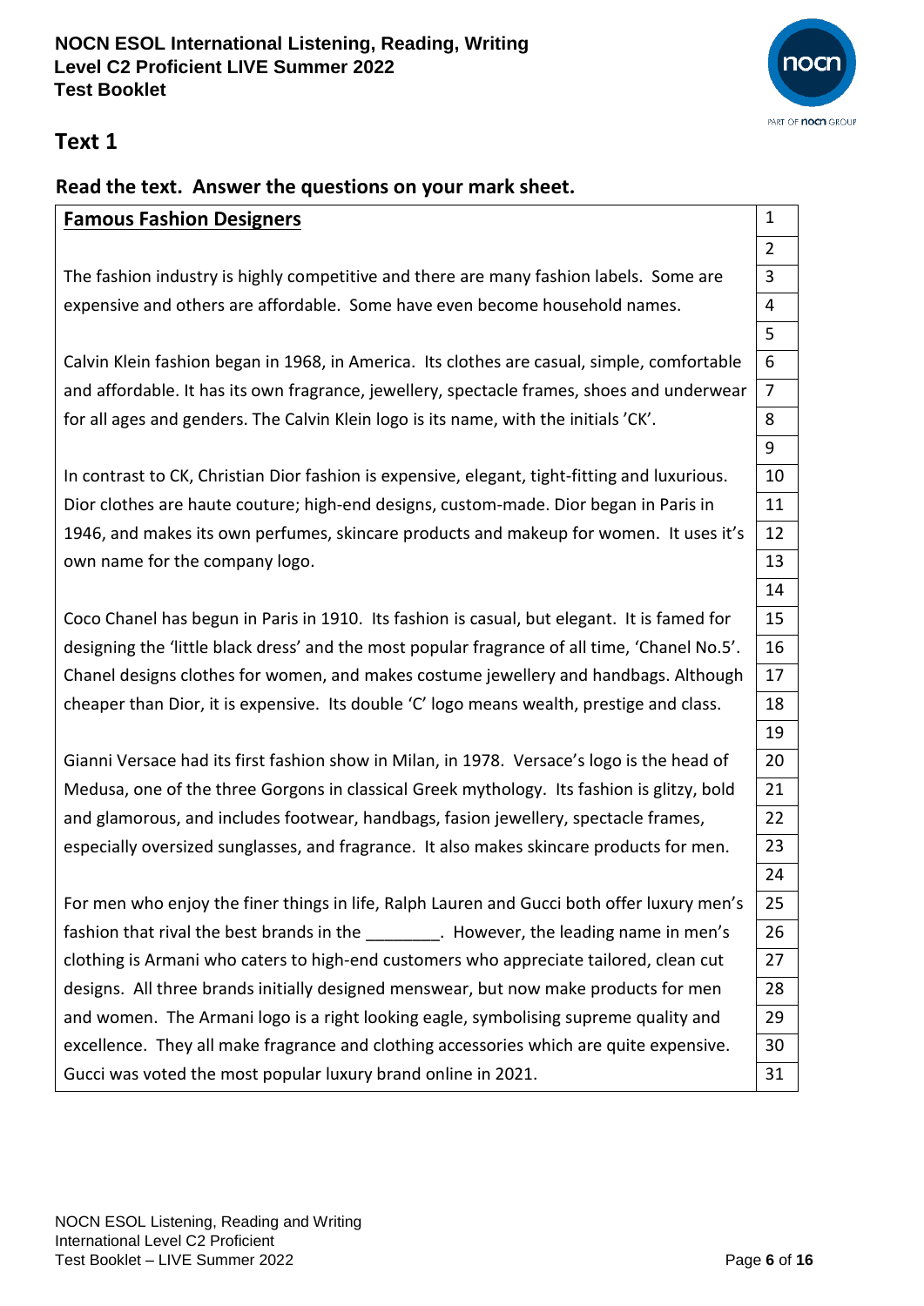## Text 1

**Read the text. Answer the questions on your mark sheet.**

| **Famous Fashion Designers** | 1 |
|---|---|
| | 2 |
| The fashion industry is highly competitive and there are many fashion labels. Some are | 3 |
| expensive and others are affordable. Some have even become household names. | 4 |
| | 5 |
| Calvin Klein fashion began in 1968, in America. Its clothes are casual, simple, comfortable | 6 |
| and affordable. It has its own fragrance, jewellery, spectacle frames, shoes and underwear | 7 |
| for all ages and genders. The Calvin Klein logo is its name, with the initials 'CK'. | 8 |
| | 9 |
| In contrast to CK, Christian Dior fashion is expensive, elegant, tight-fitting and luxurious. | 10 |
| Dior clothes are haute couture; high-end designs, custom-made. Dior began in Paris in | 11 |
| 1946, and makes its own perfumes, skincare products and makeup for women. It uses it's | 12 |
| own name for the company logo. | 13 |
| | 14 |
| Coco Chanel has begun in Paris in 1910. Its fashion is casual, but elegant. It is famed for | 15 |
| designing the 'little black dress' and the most popular fragrance of all time, 'Chanel No.5'. | 16 |
| Chanel designs clothes for women, and makes costume jewellery and handbags. Although | 17 |
| cheaper than Dior, it is expensive. Its double 'C' logo means wealth, prestige and class. | 18 |
| | 19 |
| Gianni Versace had its first fashion show in Milan, in 1978. Versace's logo is the head of | 20 |
| Medusa, one of the three Gorgons in classical Greek mythology. Its fashion is glitzy, bold | 21 |
| and glamorous, and includes footwear, handbags, fasion jewellery, spectacle frames, | 22 |
| especially oversized sunglasses, and fragrance. It also makes skincare products for men. | 23 |
| | 24 |
| For men who enjoy the finer things in life, Ralph Lauren and Gucci both offer luxury men's | 25 |
| fashion that rival the best brands in the ________. However, the leading name in men's | 26 |
| clothing is Armani who caters to high-end customers who appreciate tailored, clean cut | 27 |
| designs. All three brands initially designed menswear, but now make products for men | 28 |
| and women. The Armani logo is a right looking eagle, symbolising supreme quality and | 29 |
| excellence. They all make fragrance and clothing accessories which are quite expensive. | 30 |
| Gucci was voted the most popular luxury brand online in 2021. | 31 |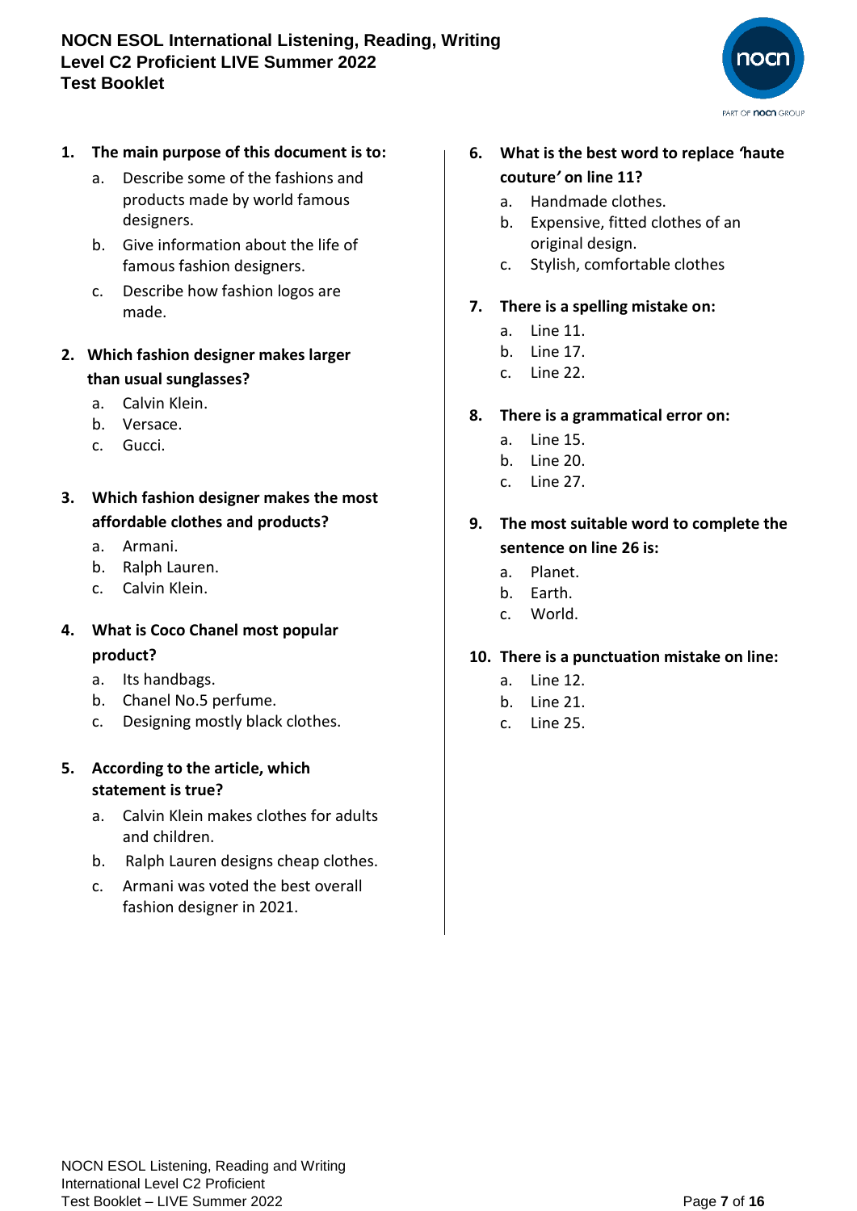1. **The main purpose of this document is to:**
    a. Describe some of the fashions and products made by world famous designers.
    b. Give information about the life of famous fashion designers.
    c. Describe how fashion logos are made.

2. **Which fashion designer makes larger than usual sunglasses?**
    a. Calvin Klein.
    b. Versace.
    c. Gucci.

3. **Which fashion designer makes the most affordable clothes and products?**
    a. Armani.
    b. Ralph Lauren.
    c. Calvin Klein.

4. **What is Coco Chanel most popular product?**
    a. Its handbags.
    b. Chanel No.5 perfume.
    c. Designing mostly black clothes.

5. **According to the article, which statement is true?**
    a. Calvin Klein makes clothes for adults and children.
    b. Ralph Lauren designs cheap clothes.
    c. Armani was voted the best overall fashion designer in 2021.

6. **What is the best word to replace 'haute couture' on line 11?**
    a. Handmade clothes.
    b. Expensive, fitted clothes of an original design.
    c. Stylish, comfortable clothes

7. **There is a spelling mistake on:**
    a. Line 11.
    b. Line 17.
    c. Line 22.

8. **There is a grammatical error on:**
    a. Line 15.
    b. Line 20.
    c. Line 27.

9. **The most suitable word to complete the sentence on line 26 is:**
    a. Planet.
    b. Earth.
    c. World.

10. **There is a punctuation mistake on line:**
    a. Line 12.
    b. Line 21.
    c. Line 25.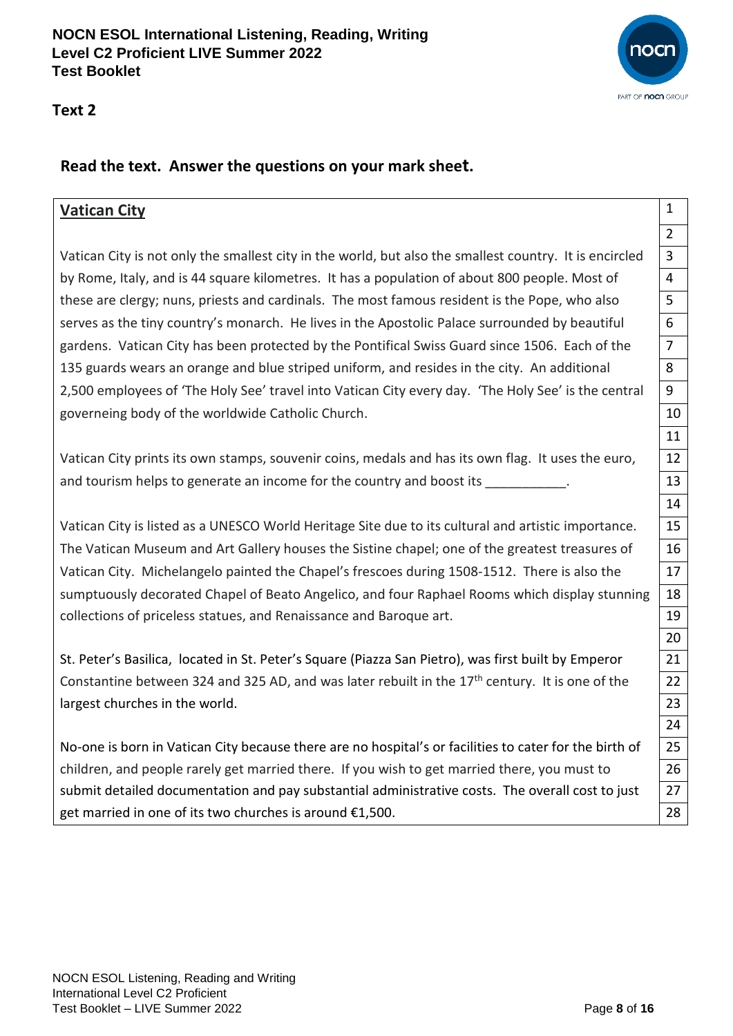## Text 2

**Read the text. Answer the questions on your mark sheet.**

| | |
|---|---|
| **Vatican City** | 1 |
| | 2 |
| Vatican City is not only the smallest city in the world, but also the smallest country. It is encircled | 3 |
| by Rome, Italy, and is 44 square kilometres. It has a population of about 800 people. Most of | 4 |
| these are clergy; nuns, priests and cardinals. The most famous resident is the Pope, who also | 5 |
| serves as the tiny country's monarch. He lives in the Apostolic Palace surrounded by beautiful | 6 |
| gardens. Vatican City has been protected by the Pontifical Swiss Guard since 1506. Each of the | 7 |
| 135 guards wears an orange and blue striped uniform, and resides in the city. An additional | 8 |
| 2,500 employees of 'The Holy See' travel into Vatican City every day. 'The Holy See' is the central | 9 |
| governeing body of the worldwide Catholic Church. | 10 |
| | 11 |
| Vatican City prints its own stamps, souvenir coins, medals and has its own flag. It uses the euro, | 12 |
| and tourism helps to generate an income for the country and boost its ___________. | 13 |
| | 14 |
| Vatican City is listed as a UNESCO World Heritage Site due to its cultural and artistic importance. | 15 |
| The Vatican Museum and Art Gallery houses the Sistine chapel; one of the greatest treasures of | 16 |
| Vatican City. Michelangelo painted the Chapel's frescoes during 1508-1512. There is also the | 17 |
| sumptuously decorated Chapel of Beato Angelico, and four Raphael Rooms which display stunning | 18 |
| collections of priceless statues, and Renaissance and Baroque art. | 19 |
| | 20 |
| St. Peter's Basilica, located in St. Peter's Square (Piazza San Pietro), was first built by Emperor | 21 |
| Constantine between 324 and 325 AD, and was later rebuilt in the 17th century. It is one of the | 22 |
| largest churches in the world. | 23 |
| | 24 |
| No-one is born in Vatican City because there are no hospital's or facilities to cater for the birth of | 25 |
| children, and people rarely get married there. If you wish to get married there, you must to | 26 |
| submit detailed documentation and pay substantial administrative costs. The overall cost to just | 27 |
| get married in one of its two churches is around €1,500. | 28 |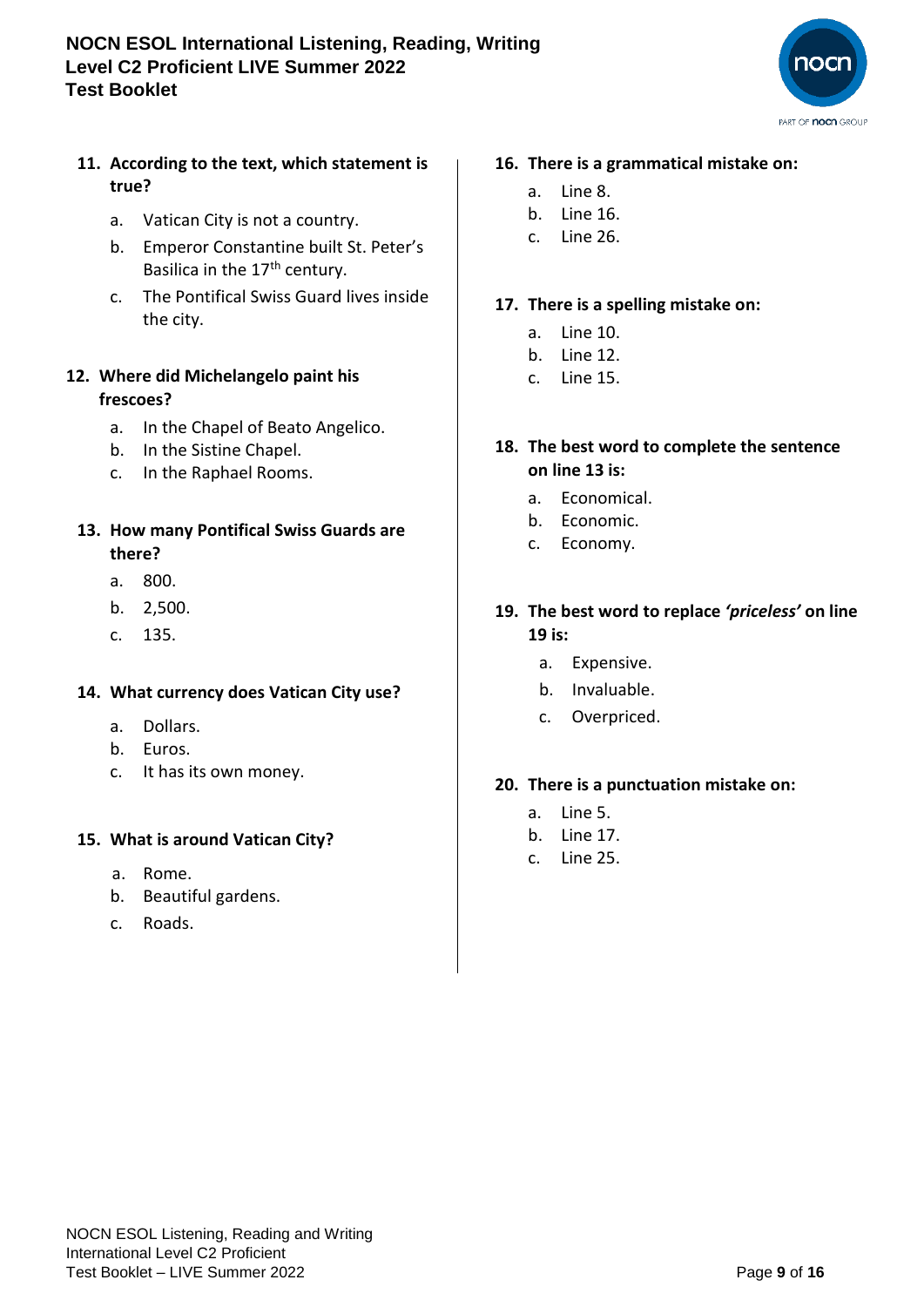**11. According to the text, which statement is true?**

a. Vatican City is not a country.
b. Emperor Constantine built St. Peter's Basilica in the 17th century.
c. The Pontifical Swiss Guard lives inside the city.

**12. Where did Michelangelo paint his frescoes?**

a. In the Chapel of Beato Angelico.
b. In the Sistine Chapel.
c. In the Raphael Rooms.

**13. How many Pontifical Swiss Guards are there?**

a. 800.
b. 2,500.
c. 135.

**14. What currency does Vatican City use?**

a. Dollars.
b. Euros.
c. It has its own money.

**15. What is around Vatican City?**

a. Rome.
b. Beautiful gardens.
c. Roads.

**16. There is a grammatical mistake on:**

a. Line 8.
b. Line 16.
c. Line 26.

**17. There is a spelling mistake on:**

a. Line 10.
b. Line 12.
c. Line 15.

**18. The best word to complete the sentence on line 13 is:**

a. Economical.
b. Economic.
c. Economy.

**19. The best word to replace *'priceless'* on line 19 is:**

a. Expensive.
b. Invaluable.
c. Overpriced.

**20. There is a punctuation mistake on:**

a. Line 5.
b. Line 17.
c. Line 25.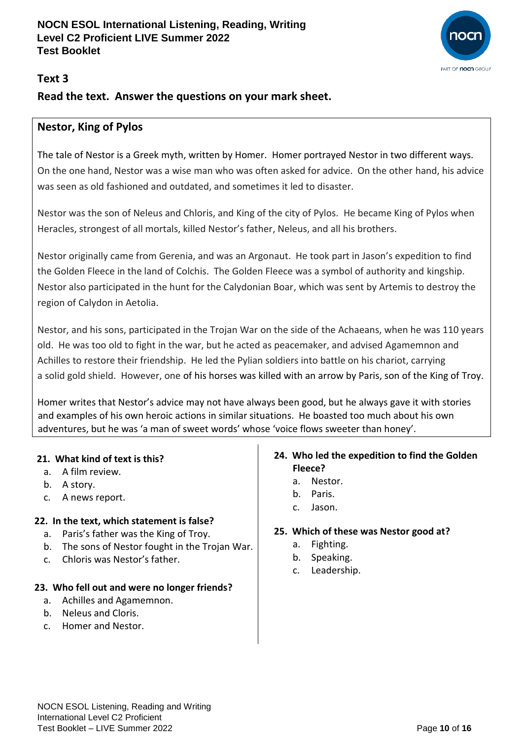## Text 3

**Read the text. Answer the questions on your mark sheet.**

### Nestor, King of Pylos

The tale of Nestor is a Greek myth, written by Homer. Homer portrayed Nestor in two different ways. On the one hand, Nestor was a wise man who was often asked for advice. On the other hand, his advice was seen as old fashioned and outdated, and sometimes it led to disaster.

Nestor was the son of Neleus and Chloris, and King of the city of Pylos. He became King of Pylos when Heracles, strongest of all mortals, killed Nestor's father, Neleus, and all his brothers.

Nestor originally came from Gerenia, and was an Argonaut. He took part in Jason's expedition to find the Golden Fleece in the land of Colchis. The Golden Fleece was a symbol of authority and kingship. Nestor also participated in the hunt for the Calydonian Boar, which was sent by Artemis to destroy the region of Calydon in Aetolia.

Nestor, and his sons, participated in the Trojan War on the side of the Achaeans, when he was 110 years old. He was too old to fight in the war, but he acted as peacemaker, and advised Agamemnon and Achilles to restore their friendship. He led the Pylian soldiers into battle on his chariot, carrying a solid gold shield. However, one of his horses was killed with an arrow by Paris, son of the King of Troy.

Homer writes that Nestor's advice may not have always been good, but he always gave it with stories and examples of his own heroic actions in similar situations. He boasted too much about his own adventures, but he was 'a man of sweet words' whose 'voice flows sweeter than honey'.

**21. What kind of text is this?**

a. A film review.
b. A story.
c. A news report.

**22. In the text, which statement is false?**

a. Paris's father was the King of Troy.
b. The sons of Nestor fought in the Trojan War.
c. Chloris was Nestor's father.

**23. Who fell out and were no longer friends?**

a. Achilles and Agamemnon.
b. Neleus and Cloris.
c. Homer and Nestor.

**24. Who led the expedition to find the Golden Fleece?**

a. Nestor.
b. Paris.
c. Jason.

**25. Which of these was Nestor good at?**

a. Fighting.
b. Speaking.
c. Leadership.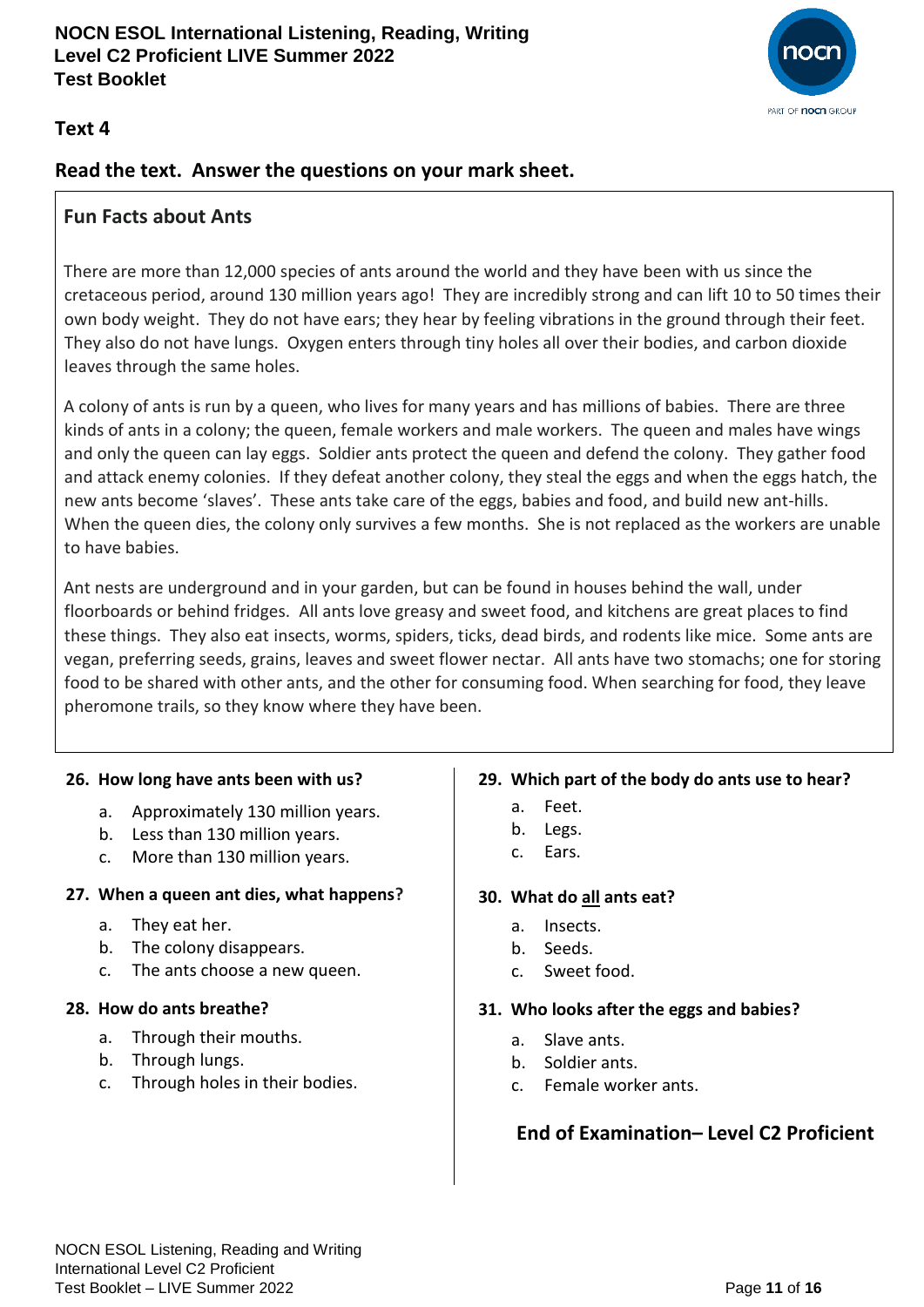## Text 4

**Read the text. Answer the questions on your mark sheet.**

### Fun Facts about Ants

There are more than 12,000 species of ants around the world and they have been with us since the cretaceous period, around 130 million years ago! They are incredibly strong and can lift 10 to 50 times their own body weight. They do not have ears; they hear by feeling vibrations in the ground through their feet. They also do not have lungs. Oxygen enters through tiny holes all over their bodies, and carbon dioxide leaves through the same holes.

A colony of ants is run by a queen, who lives for many years and has millions of babies. There are three kinds of ants in a colony; the queen, female workers and male workers. The queen and males have wings and only the queen can lay eggs. Soldier ants protect the queen and defend the colony. They gather food and attack enemy colonies. If they defeat another colony, they steal the eggs and when the eggs hatch, the new ants become 'slaves'. These ants take care of the eggs, babies and food, and build new ant-hills. When the queen dies, the colony only survives a few months. She is not replaced as the workers are unable to have babies.

Ant nests are underground and in your garden, but can be found in houses behind the wall, under floorboards or behind fridges. All ants love greasy and sweet food, and kitchens are great places to find these things. They also eat insects, worms, spiders, ticks, dead birds, and rodents like mice. Some ants are vegan, preferring seeds, grains, leaves and sweet flower nectar. All ants have two stomachs; one for storing food to be shared with other ants, and the other for consuming food. When searching for food, they leave pheromone trails, so they know where they have been.

**26. How long have ants been with us?**

a. Approximately 130 million years.
b. Less than 130 million years.
c. More than 130 million years.

**27. When a queen ant dies, what happens?**

a. They eat her.
b. The colony disappears.
c. The ants choose a new queen.

**28. How do ants breathe?**

a. Through their mouths.
b. Through lungs.
c. Through holes in their bodies.

**29. Which part of the body do ants use to hear?**

a. Feet.
b. Legs.
c. Ears.

**30. What do <u>all</u> ants eat?**

a. Insects.
b. Seeds.
c. Sweet food.

**31. Who looks after the eggs and babies?**

a. Slave ants.
b. Soldier ants.
c. Female worker ants.

**End of Examination– Level C2 Proficient**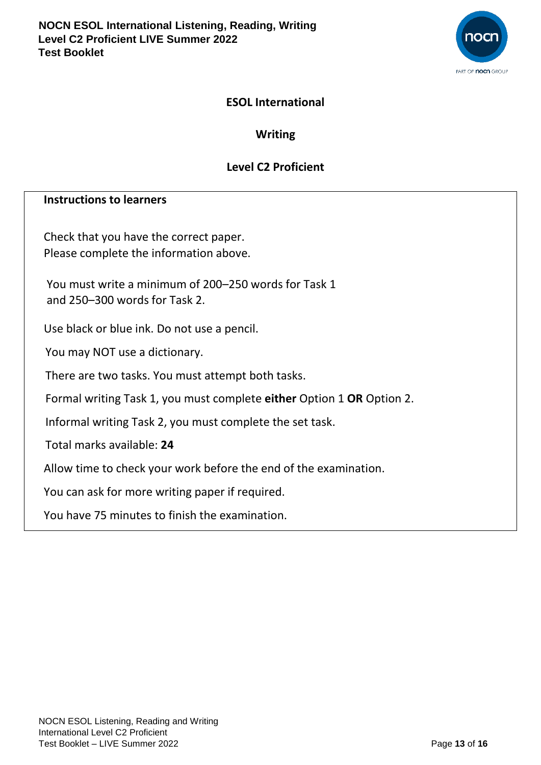## ESOL International

## Writing

## Level C2 Proficient

**Instructions to learners**

Check that you have the correct paper.
Please complete the information above.

You must write a minimum of 200–250 words for Task 1 and 250–300 words for Task 2.

Use black or blue ink. Do not use a pencil.

You may NOT use a dictionary.

There are two tasks. You must attempt both tasks.

Formal writing Task 1, you must complete **either** Option 1 **OR** Option 2.

Informal writing Task 2, you must complete the set task.

Total marks available: **24**

Allow time to check your work before the end of the examination.

You can ask for more writing paper if required.

You have 75 minutes to finish the examination.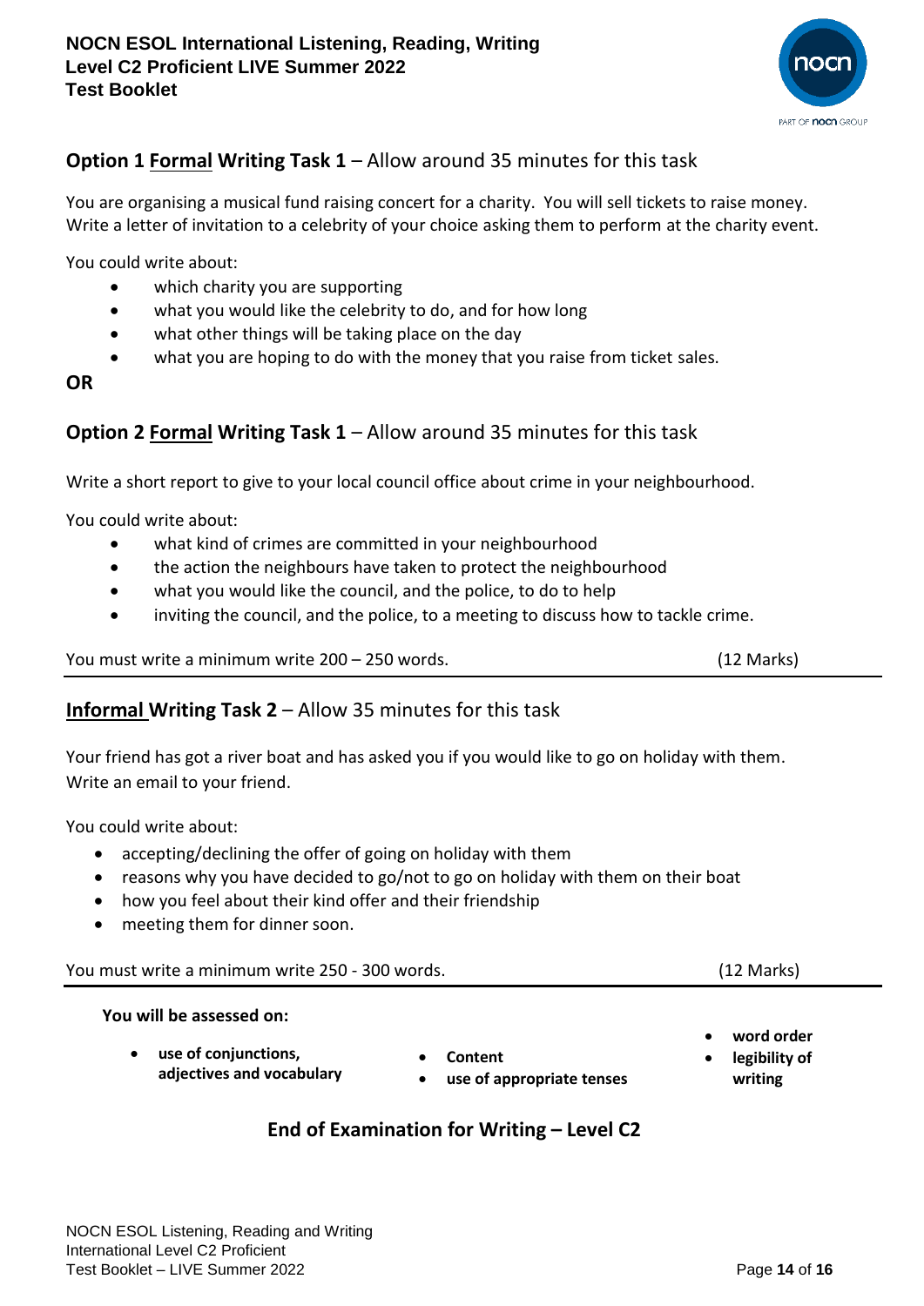## Option 1 Formal Writing Task 1 – Allow around 35 minutes for this task

You are organising a musical fund raising concert for a charity. You will sell tickets to raise money. Write a letter of invitation to a celebrity of your choice asking them to perform at the charity event.

You could write about:

- which charity you are supporting
- what you would like the celebrity to do, and for how long
- what other things will be taking place on the day
- what you are hoping to do with the money that you raise from ticket sales.

**OR**

## Option 2 Formal Writing Task 1 – Allow around 35 minutes for this task

Write a short report to give to your local council office about crime in your neighbourhood.

You could write about:

- what kind of crimes are committed in your neighbourhood
- the action the neighbours have taken to protect the neighbourhood
- what you would like the council, and the police, to do to help
- inviting the council, and the police, to a meeting to discuss how to tackle crime.

You must write a minimum write 200 – 250 words. (12 Marks)

---

## Informal Writing Task 2 – Allow 35 minutes for this task

Your friend has got a river boat and has asked you if you would like to go on holiday with them. Write an email to your friend.

You could write about:

- accepting/declining the offer of going on holiday with them
- reasons why you have decided to go/not to go on holiday with them on their boat
- how you feel about their kind offer and their friendship
- meeting them for dinner soon.

You must write a minimum write 250 - 300 words. (12 Marks)

---

**You will be assessed on:**

- **use of conjunctions, adjectives and vocabulary**
- **Content**
- **use of appropriate tenses**
- **word order**
- **legibility of writing**

**End of Examination for Writing – Level C2**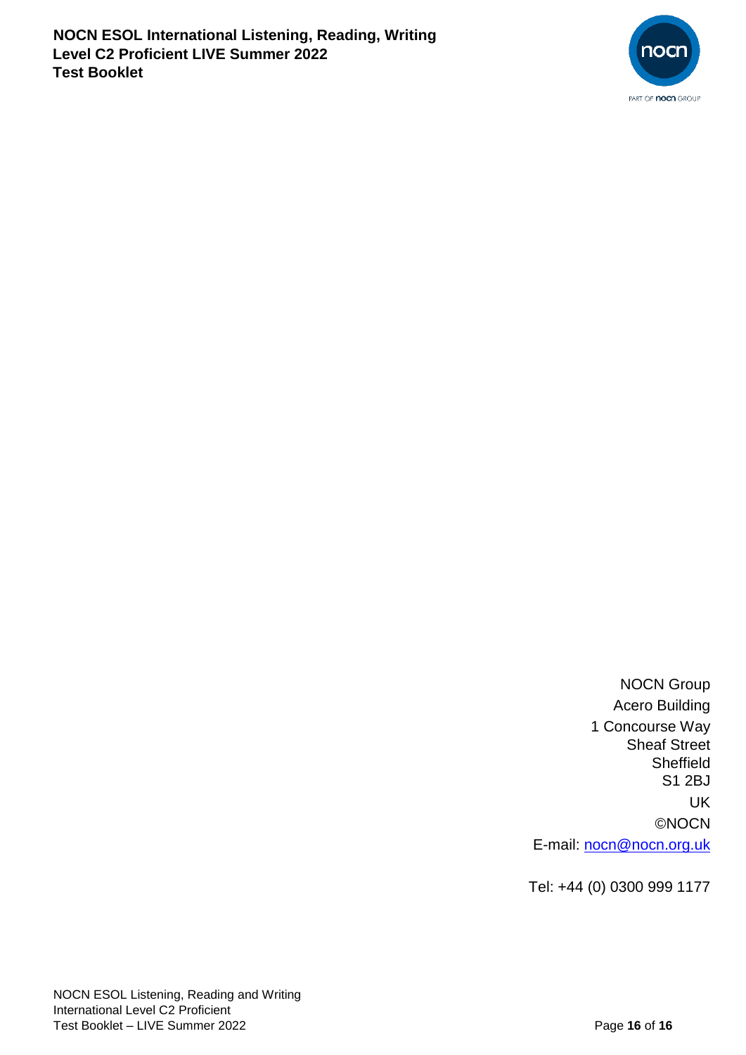**NOCN ESOL International Listening, Reading, Writing**
**Level C2 Proficient LIVE Summer 2022**
**Test Booklet**

NOCN Group
Acero Building
1 Concourse Way
Sheaf Street
Sheffield
S1 2BJ
UK
©NOCN
E-mail: nocn@nocn.org.uk

Tel: +44 (0) 0300 999 1177